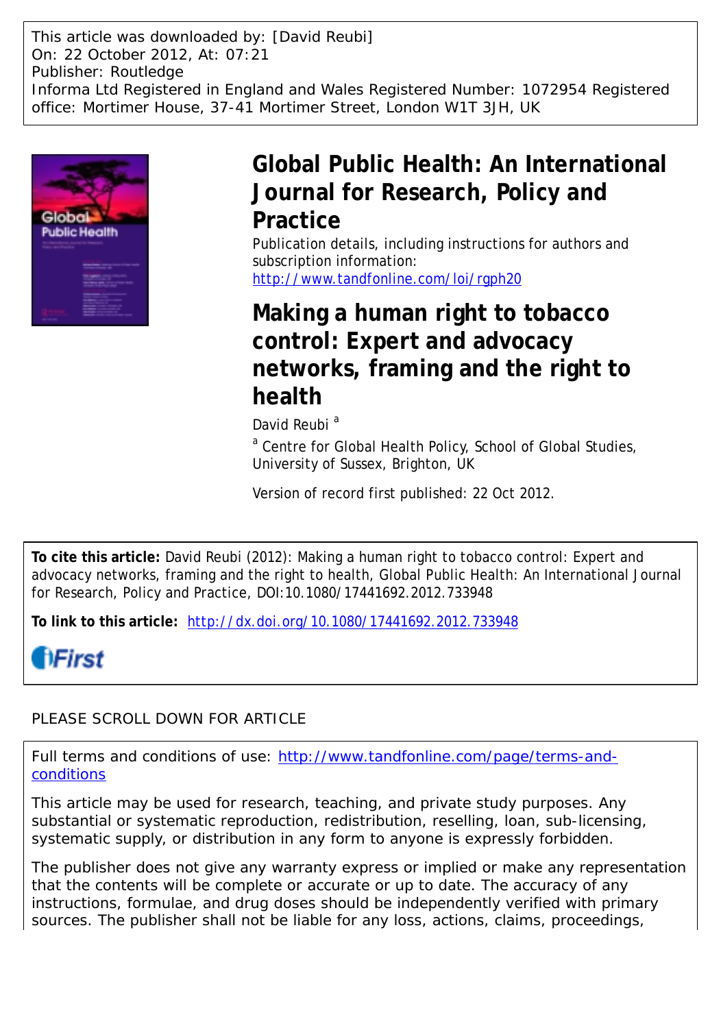This article was downloaded by: [David Reubi]
On: 22 October 2012, At: 07:21
Publisher: Routledge
Informa Ltd Registered in England and Wales Registered Number: 1072954 Registered office: Mortimer House, 37-41 Mortimer Street, London W1T 3JH, UK

# Global Public Health: An International Journal for Research, Policy and Practice

Publication details, including instructions for authors and subscription information:
http://www.tandfonline.com/loi/rgph20

# Making a human right to tobacco control: Expert and advocacy networks, framing and the right to health

David Reubi [a]

[a] Centre for Global Health Policy, School of Global Studies, University of Sussex, Brighton, UK

Version of record first published: 22 Oct 2012.

**To cite this article:** David Reubi (2012): Making a human right to tobacco control: Expert and advocacy networks, framing and the right to health, Global Public Health: An International Journal for Research, Policy and Practice, DOI:10.1080/17441692.2012.733948

**To link to this article:** http://dx.doi.org/10.1080/17441692.2012.733948

iFirst

PLEASE SCROLL DOWN FOR ARTICLE

Full terms and conditions of use: http://www.tandfonline.com/page/terms-and-conditions

This article may be used for research, teaching, and private study purposes. Any substantial or systematic reproduction, redistribution, reselling, loan, sub-licensing, systematic supply, or distribution in any form to anyone is expressly forbidden.

The publisher does not give any warranty express or implied or make any representation that the contents will be complete or accurate or up to date. The accuracy of any instructions, formulae, and drug doses should be independently verified with primary sources. The publisher shall not be liable for any loss, actions, claims, proceedings,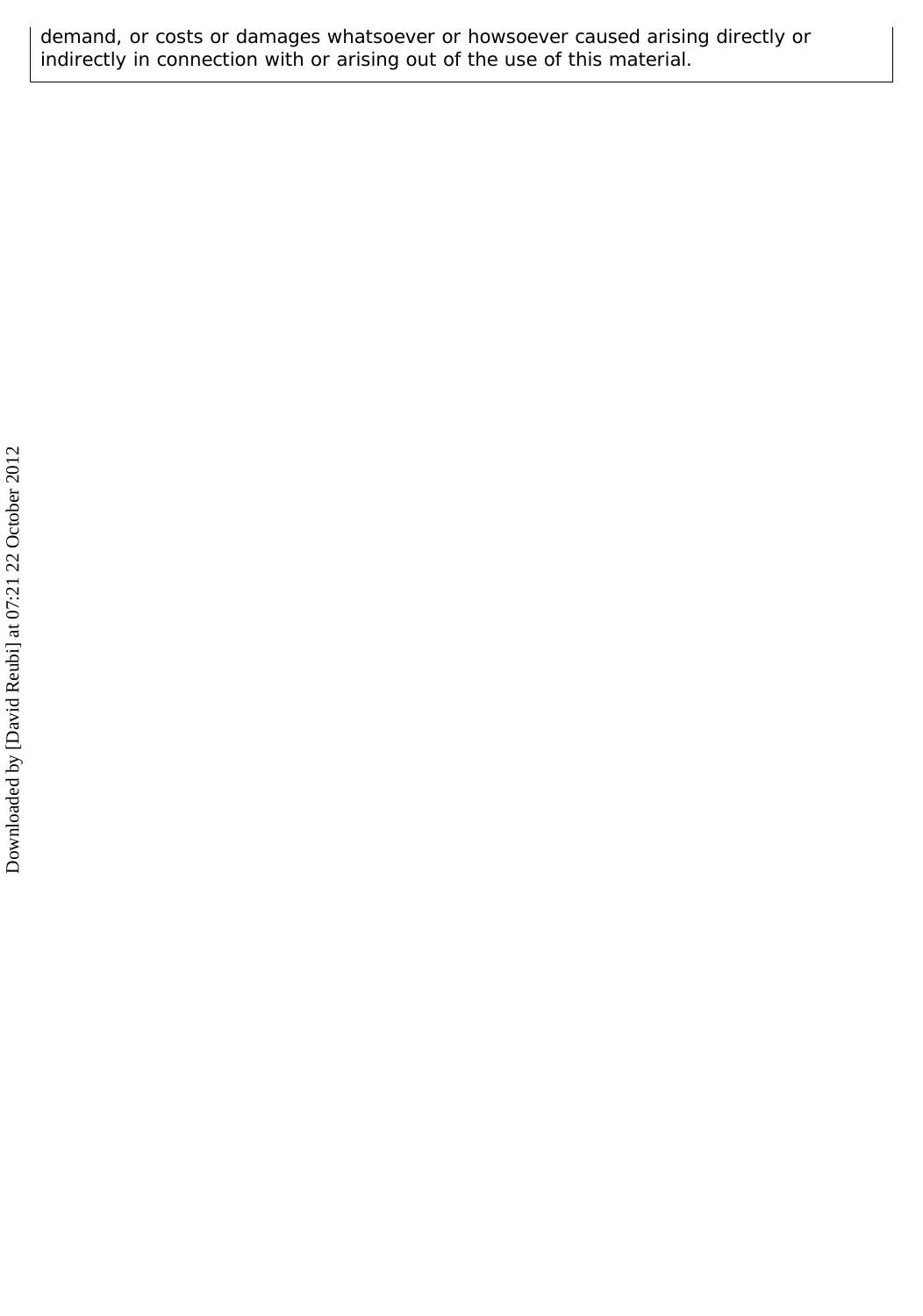demand, or costs or damages whatsoever or howsoever caused arising directly or indirectly in connection with or arising out of the use of this material.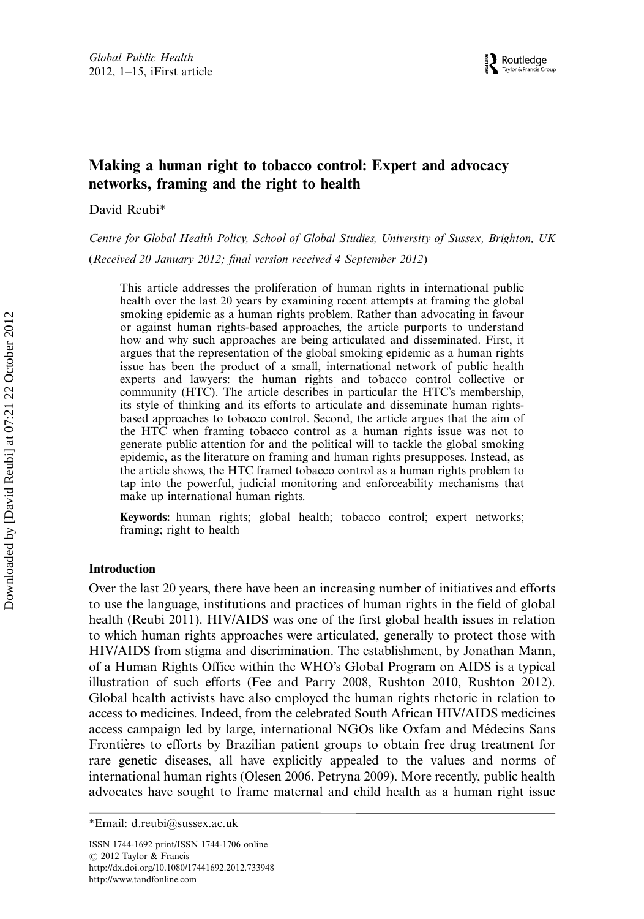# Making a human right to tobacco control: Expert and advocacy networks, framing and the right to health

David Reubi*

*Centre for Global Health Policy, School of Global Studies, University of Sussex, Brighton, UK*

(*Received 20 January 2012; final version received 4 September 2012*)

This article addresses the proliferation of human rights in international public health over the last 20 years by examining recent attempts at framing the global smoking epidemic as a human rights problem. Rather than advocating in favour or against human rights-based approaches, the article purports to understand how and why such approaches are being articulated and disseminated. First, it argues that the representation of the global smoking epidemic as a human rights issue has been the product of a small, international network of public health experts and lawyers: the human rights and tobacco control collective or community (HTC). The article describes in particular the HTC's membership, its style of thinking and its efforts to articulate and disseminate human rights-based approaches to tobacco control. Second, the article argues that the aim of the HTC when framing tobacco control as a human rights issue was not to generate public attention for and the political will to tackle the global smoking epidemic, as the literature on framing and human rights presupposes. Instead, as the article shows, the HTC framed tobacco control as a human rights problem to tap into the powerful, judicial monitoring and enforceability mechanisms that make up international human rights.

**Keywords:** human rights; global health; tobacco control; expert networks; framing; right to health

## Introduction

Over the last 20 years, there have been an increasing number of initiatives and efforts to use the language, institutions and practices of human rights in the field of global health (Reubi 2011). HIV/AIDS was one of the first global health issues in relation to which human rights approaches were articulated, generally to protect those with HIV/AIDS from stigma and discrimination. The establishment, by Jonathan Mann, of a Human Rights Office within the WHO's Global Program on AIDS is a typical illustration of such efforts (Fee and Parry 2008, Rushton 2010, Rushton 2012). Global health activists have also employed the human rights rhetoric in relation to access to medicines. Indeed, from the celebrated South African HIV/AIDS medicines access campaign led by large, international NGOs like Oxfam and Médecins Sans Frontières to efforts by Brazilian patient groups to obtain free drug treatment for rare genetic diseases, all have explicitly appealed to the values and norms of international human rights (Olesen 2006, Petryna 2009). More recently, public health advocates have sought to frame maternal and child health as a human right issue

*Email: d.reubi@sussex.ac.uk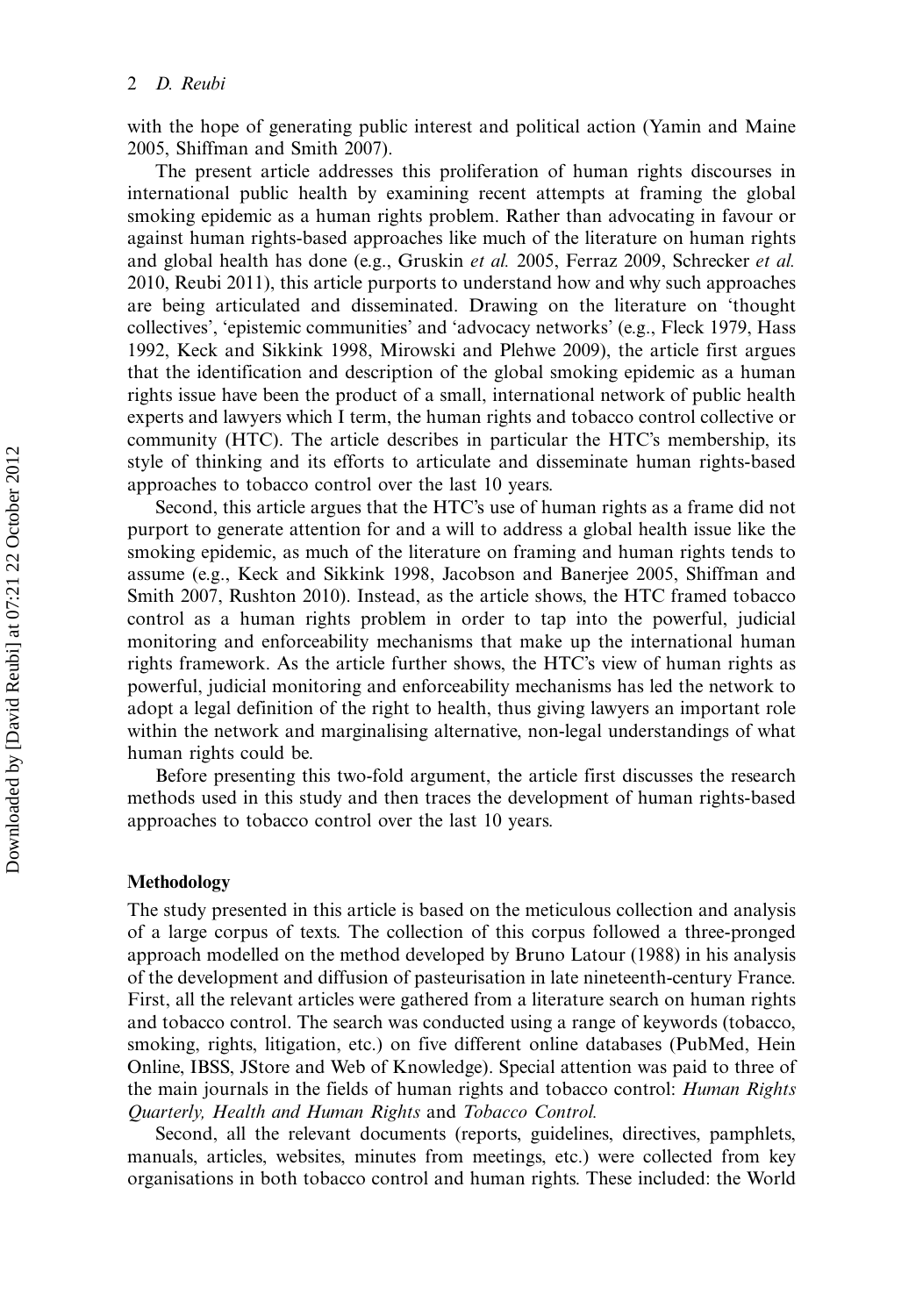with the hope of generating public interest and political action (Yamin and Maine 2005, Shiffman and Smith 2007).

The present article addresses this proliferation of human rights discourses in international public health by examining recent attempts at framing the global smoking epidemic as a human rights problem. Rather than advocating in favour or against human rights-based approaches like much of the literature on human rights and global health has done (e.g., Gruskin *et al.* 2005, Ferraz 2009, Schrecker *et al.* 2010, Reubi 2011), this article purports to understand how and why such approaches are being articulated and disseminated. Drawing on the literature on 'thought collectives', 'epistemic communities' and 'advocacy networks' (e.g., Fleck 1979, Hass 1992, Keck and Sikkink 1998, Mirowski and Plehwe 2009), the article first argues that the identification and description of the global smoking epidemic as a human rights issue have been the product of a small, international network of public health experts and lawyers which I term, the human rights and tobacco control collective or community (HTC). The article describes in particular the HTC's membership, its style of thinking and its efforts to articulate and disseminate human rights-based approaches to tobacco control over the last 10 years.

Second, this article argues that the HTC's use of human rights as a frame did not purport to generate attention for and a will to address a global health issue like the smoking epidemic, as much of the literature on framing and human rights tends to assume (e.g., Keck and Sikkink 1998, Jacobson and Banerjee 2005, Shiffman and Smith 2007, Rushton 2010). Instead, as the article shows, the HTC framed tobacco control as a human rights problem in order to tap into the powerful, judicial monitoring and enforceability mechanisms that make up the international human rights framework. As the article further shows, the HTC's view of human rights as powerful, judicial monitoring and enforceability mechanisms has led the network to adopt a legal definition of the right to health, thus giving lawyers an important role within the network and marginalising alternative, non-legal understandings of what human rights could be.

Before presenting this two-fold argument, the article first discusses the research methods used in this study and then traces the development of human rights-based approaches to tobacco control over the last 10 years.

## Methodology

The study presented in this article is based on the meticulous collection and analysis of a large corpus of texts. The collection of this corpus followed a three-pronged approach modelled on the method developed by Bruno Latour (1988) in his analysis of the development and diffusion of pasteurisation in late nineteenth-century France. First, all the relevant articles were gathered from a literature search on human rights and tobacco control. The search was conducted using a range of keywords (tobacco, smoking, rights, litigation, etc.) on five different online databases (PubMed, Hein Online, IBSS, JStore and Web of Knowledge). Special attention was paid to three of the main journals in the fields of human rights and tobacco control: *Human Rights Quarterly, Health and Human Rights* and *Tobacco Control.*

Second, all the relevant documents (reports, guidelines, directives, pamphlets, manuals, articles, websites, minutes from meetings, etc.) were collected from key organisations in both tobacco control and human rights. These included: the World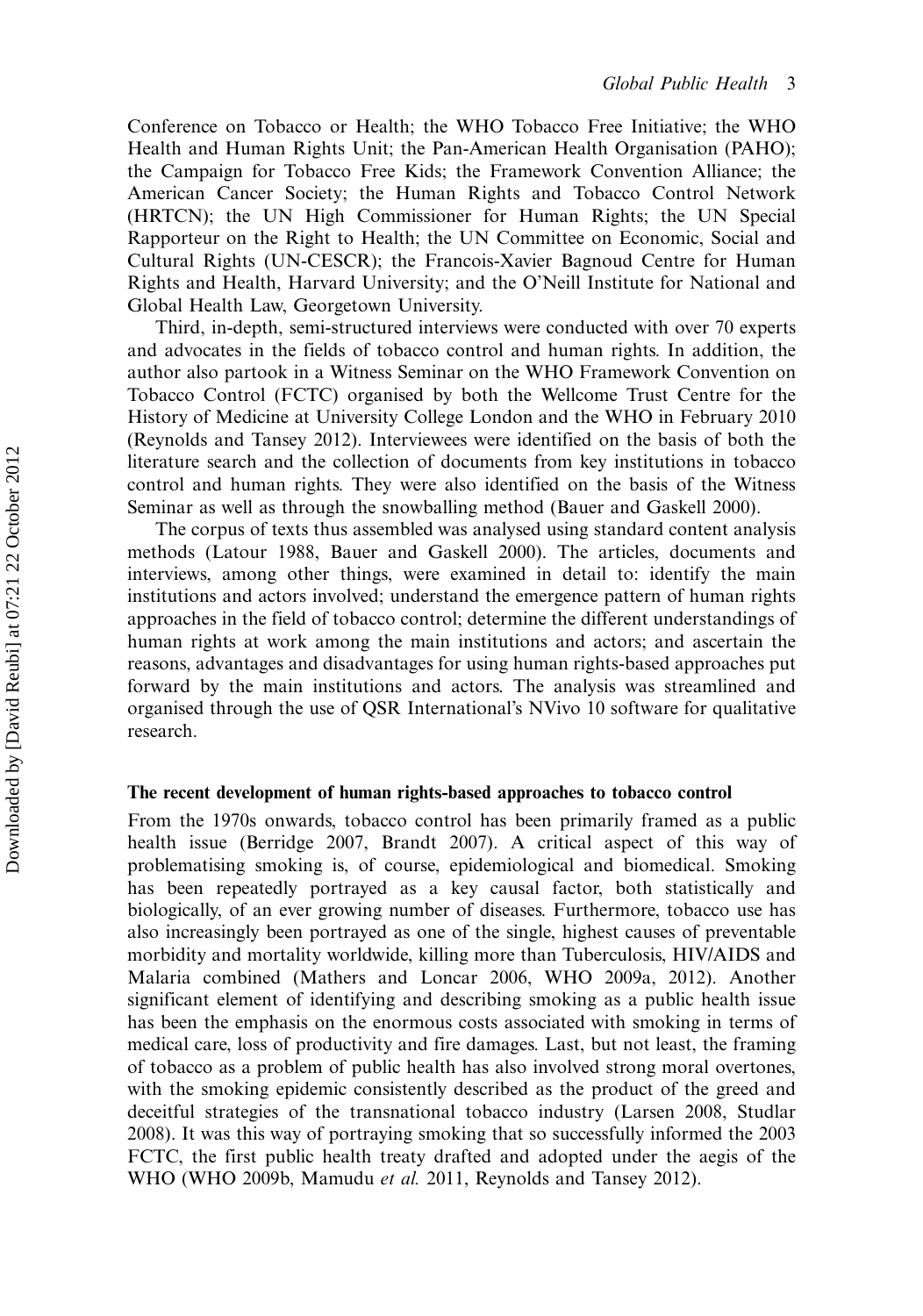Conference on Tobacco or Health; the WHO Tobacco Free Initiative; the WHO Health and Human Rights Unit; the Pan-American Health Organisation (PAHO); the Campaign for Tobacco Free Kids; the Framework Convention Alliance; the American Cancer Society; the Human Rights and Tobacco Control Network (HRTCN); the UN High Commissioner for Human Rights; the UN Special Rapporteur on the Right to Health; the UN Committee on Economic, Social and Cultural Rights (UN-CESCR); the Francois-Xavier Bagnoud Centre for Human Rights and Health, Harvard University; and the O'Neill Institute for National and Global Health Law, Georgetown University.

Third, in-depth, semi-structured interviews were conducted with over 70 experts and advocates in the fields of tobacco control and human rights. In addition, the author also partook in a Witness Seminar on the WHO Framework Convention on Tobacco Control (FCTC) organised by both the Wellcome Trust Centre for the History of Medicine at University College London and the WHO in February 2010 (Reynolds and Tansey 2012). Interviewees were identified on the basis of both the literature search and the collection of documents from key institutions in tobacco control and human rights. They were also identified on the basis of the Witness Seminar as well as through the snowballing method (Bauer and Gaskell 2000).

The corpus of texts thus assembled was analysed using standard content analysis methods (Latour 1988, Bauer and Gaskell 2000). The articles, documents and interviews, among other things, were examined in detail to: identify the main institutions and actors involved; understand the emergence pattern of human rights approaches in the field of tobacco control; determine the different understandings of human rights at work among the main institutions and actors; and ascertain the reasons, advantages and disadvantages for using human rights-based approaches put forward by the main institutions and actors. The analysis was streamlined and organised through the use of QSR International's NVivo 10 software for qualitative research.

## The recent development of human rights-based approaches to tobacco control

From the 1970s onwards, tobacco control has been primarily framed as a public health issue (Berridge 2007, Brandt 2007). A critical aspect of this way of problematising smoking is, of course, epidemiological and biomedical. Smoking has been repeatedly portrayed as a key causal factor, both statistically and biologically, of an ever growing number of diseases. Furthermore, tobacco use has also increasingly been portrayed as one of the single, highest causes of preventable morbidity and mortality worldwide, killing more than Tuberculosis, HIV/AIDS and Malaria combined (Mathers and Loncar 2006, WHO 2009a, 2012). Another significant element of identifying and describing smoking as a public health issue has been the emphasis on the enormous costs associated with smoking in terms of medical care, loss of productivity and fire damages. Last, but not least, the framing of tobacco as a problem of public health has also involved strong moral overtones, with the smoking epidemic consistently described as the product of the greed and deceitful strategies of the transnational tobacco industry (Larsen 2008, Studlar 2008). It was this way of portraying smoking that so successfully informed the 2003 FCTC, the first public health treaty drafted and adopted under the aegis of the WHO (WHO 2009b, Mamudu *et al.* 2011, Reynolds and Tansey 2012).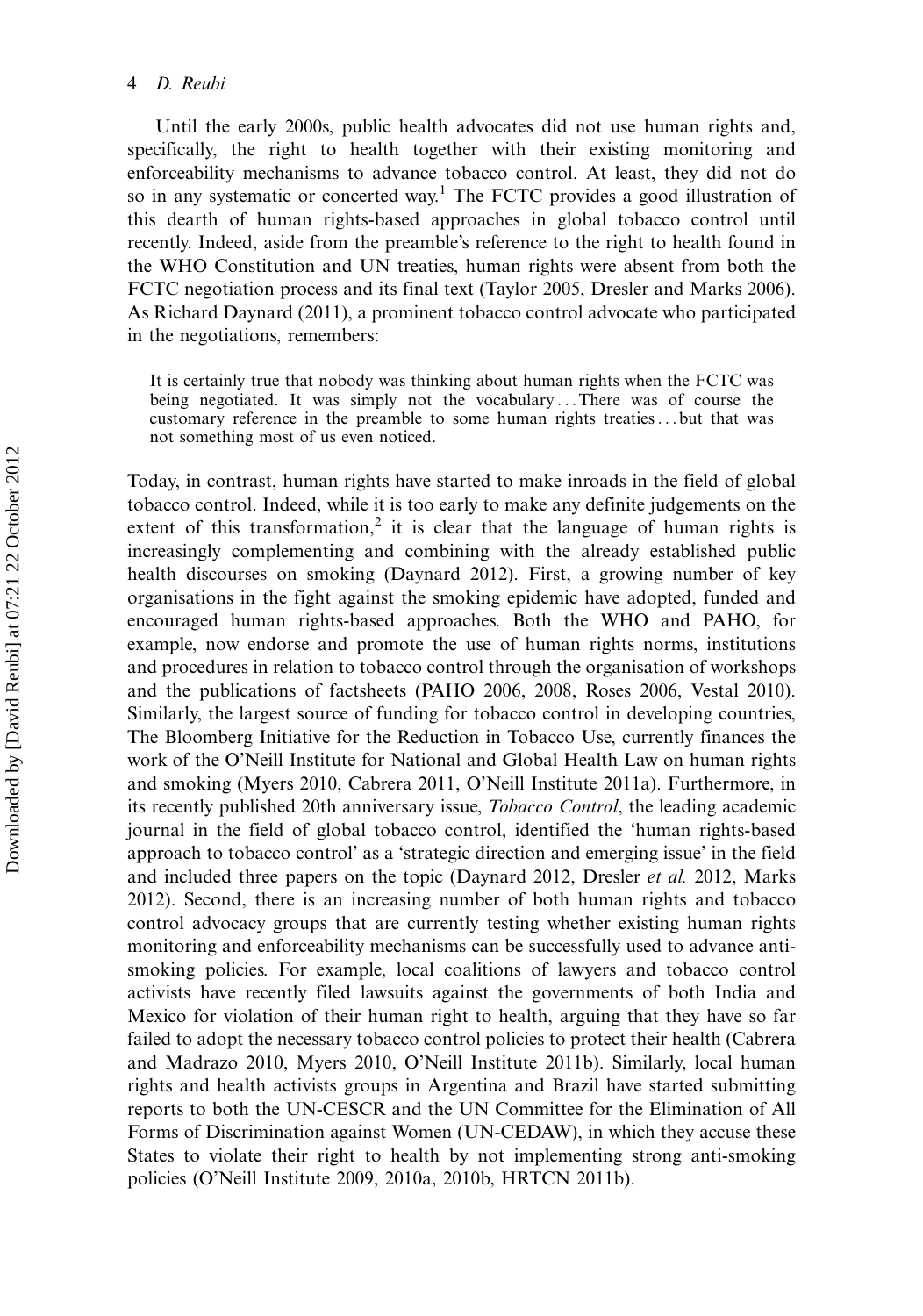Until the early 2000s, public health advocates did not use human rights and, specifically, the right to health together with their existing monitoring and enforceability mechanisms to advance tobacco control. At least, they did not do so in any systematic or concerted way.[1] The FCTC provides a good illustration of this dearth of human rights-based approaches in global tobacco control until recently. Indeed, aside from the preamble's reference to the right to health found in the WHO Constitution and UN treaties, human rights were absent from both the FCTC negotiation process and its final text (Taylor 2005, Dresler and Marks 2006). As Richard Daynard (2011), a prominent tobacco control advocate who participated in the negotiations, remembers:

> It is certainly true that nobody was thinking about human rights when the FCTC was being negotiated. It was simply not the vocabulary ... There was of course the customary reference in the preamble to some human rights treaties ... but that was not something most of us even noticed.

Today, in contrast, human rights have started to make inroads in the field of global tobacco control. Indeed, while it is too early to make any definite judgements on the extent of this transformation,[2] it is clear that the language of human rights is increasingly complementing and combining with the already established public health discourses on smoking (Daynard 2012). First, a growing number of key organisations in the fight against the smoking epidemic have adopted, funded and encouraged human rights-based approaches. Both the WHO and PAHO, for example, now endorse and promote the use of human rights norms, institutions and procedures in relation to tobacco control through the organisation of workshops and the publications of factsheets (PAHO 2006, 2008, Roses 2006, Vestal 2010). Similarly, the largest source of funding for tobacco control in developing countries, The Bloomberg Initiative for the Reduction in Tobacco Use, currently finances the work of the O'Neill Institute for National and Global Health Law on human rights and smoking (Myers 2010, Cabrera 2011, O'Neill Institute 2011a). Furthermore, in its recently published 20th anniversary issue, *Tobacco Control*, the leading academic journal in the field of global tobacco control, identified the 'human rights-based approach to tobacco control' as a 'strategic direction and emerging issue' in the field and included three papers on the topic (Daynard 2012, Dresler *et al.* 2012, Marks 2012). Second, there is an increasing number of both human rights and tobacco control advocacy groups that are currently testing whether existing human rights monitoring and enforceability mechanisms can be successfully used to advance anti-smoking policies. For example, local coalitions of lawyers and tobacco control activists have recently filed lawsuits against the governments of both India and Mexico for violation of their human right to health, arguing that they have so far failed to adopt the necessary tobacco control policies to protect their health (Cabrera and Madrazo 2010, Myers 2010, O'Neill Institute 2011b). Similarly, local human rights and health activists groups in Argentina and Brazil have started submitting reports to both the UN-CESCR and the UN Committee for the Elimination of All Forms of Discrimination against Women (UN-CEDAW), in which they accuse these States to violate their right to health by not implementing strong anti-smoking policies (O'Neill Institute 2009, 2010a, 2010b, HRTCN 2011b).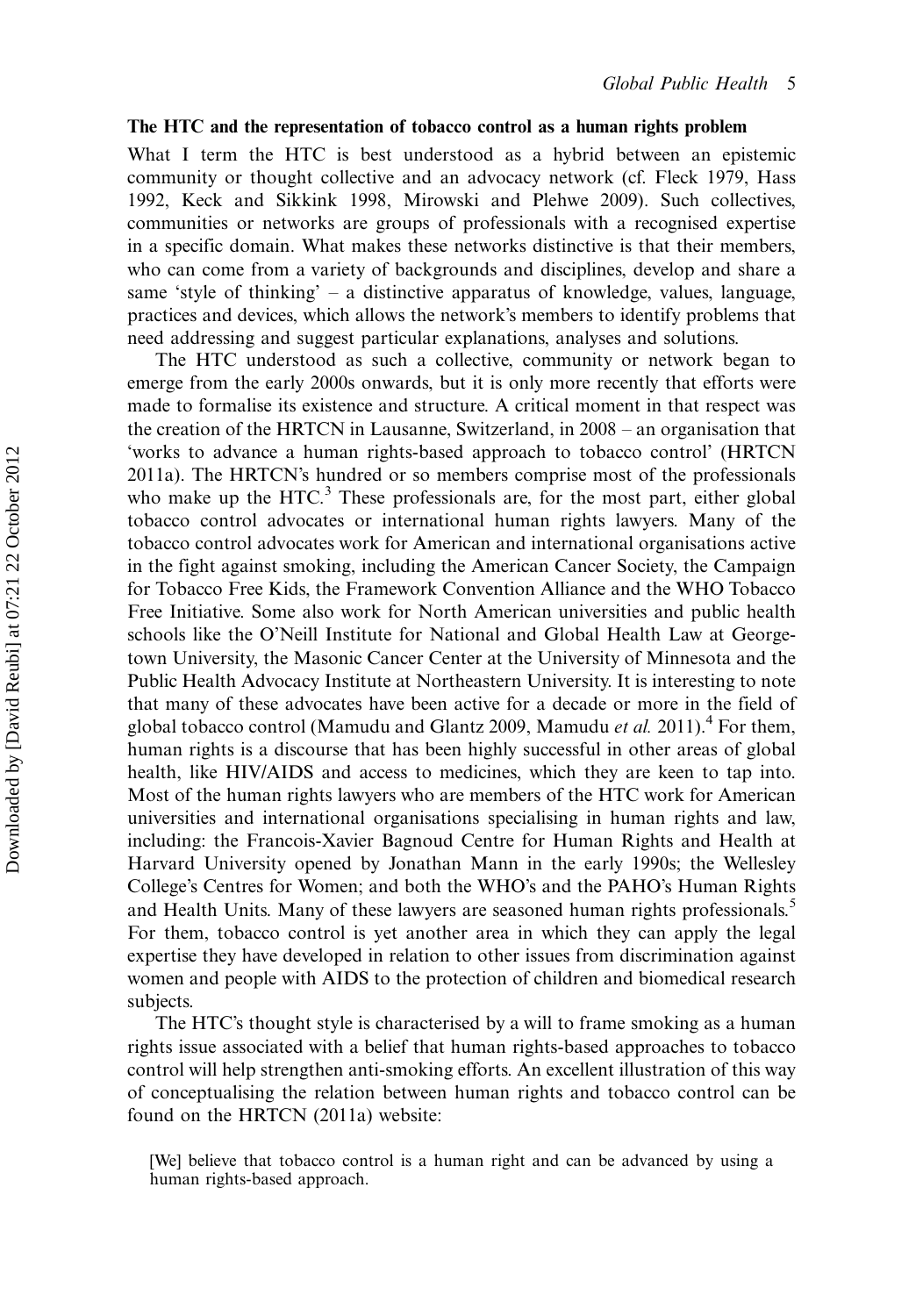### The HTC and the representation of tobacco control as a human rights problem

What I term the HTC is best understood as a hybrid between an epistemic community or thought collective and an advocacy network (cf. Fleck 1979, Hass 1992, Keck and Sikkink 1998, Mirowski and Plehwe 2009). Such collectives, communities or networks are groups of professionals with a recognised expertise in a specific domain. What makes these networks distinctive is that their members, who can come from a variety of backgrounds and disciplines, develop and share a same 'style of thinking' – a distinctive apparatus of knowledge, values, language, practices and devices, which allows the network's members to identify problems that need addressing and suggest particular explanations, analyses and solutions.

The HTC understood as such a collective, community or network began to emerge from the early 2000s onwards, but it is only more recently that efforts were made to formalise its existence and structure. A critical moment in that respect was the creation of the HRTCN in Lausanne, Switzerland, in 2008 – an organisation that 'works to advance a human rights-based approach to tobacco control' (HRTCN 2011a). The HRTCN's hundred or so members comprise most of the professionals who make up the HTC.[3] These professionals are, for the most part, either global tobacco control advocates or international human rights lawyers. Many of the tobacco control advocates work for American and international organisations active in the fight against smoking, including the American Cancer Society, the Campaign for Tobacco Free Kids, the Framework Convention Alliance and the WHO Tobacco Free Initiative. Some also work for North American universities and public health schools like the O'Neill Institute for National and Global Health Law at Georgetown University, the Masonic Cancer Center at the University of Minnesota and the Public Health Advocacy Institute at Northeastern University. It is interesting to note that many of these advocates have been active for a decade or more in the field of global tobacco control (Mamudu and Glantz 2009, Mamudu *et al.* 2011).[4] For them, human rights is a discourse that has been highly successful in other areas of global health, like HIV/AIDS and access to medicines, which they are keen to tap into. Most of the human rights lawyers who are members of the HTC work for American universities and international organisations specialising in human rights and law, including: the Francois-Xavier Bagnoud Centre for Human Rights and Health at Harvard University opened by Jonathan Mann in the early 1990s; the Wellesley College's Centres for Women; and both the WHO's and the PAHO's Human Rights and Health Units. Many of these lawyers are seasoned human rights professionals.[5] For them, tobacco control is yet another area in which they can apply the legal expertise they have developed in relation to other issues from discrimination against women and people with AIDS to the protection of children and biomedical research subjects.

The HTC's thought style is characterised by a will to frame smoking as a human rights issue associated with a belief that human rights-based approaches to tobacco control will help strengthen anti-smoking efforts. An excellent illustration of this way of conceptualising the relation between human rights and tobacco control can be found on the HRTCN (2011a) website:

> [We] believe that tobacco control is a human right and can be advanced by using a human rights-based approach.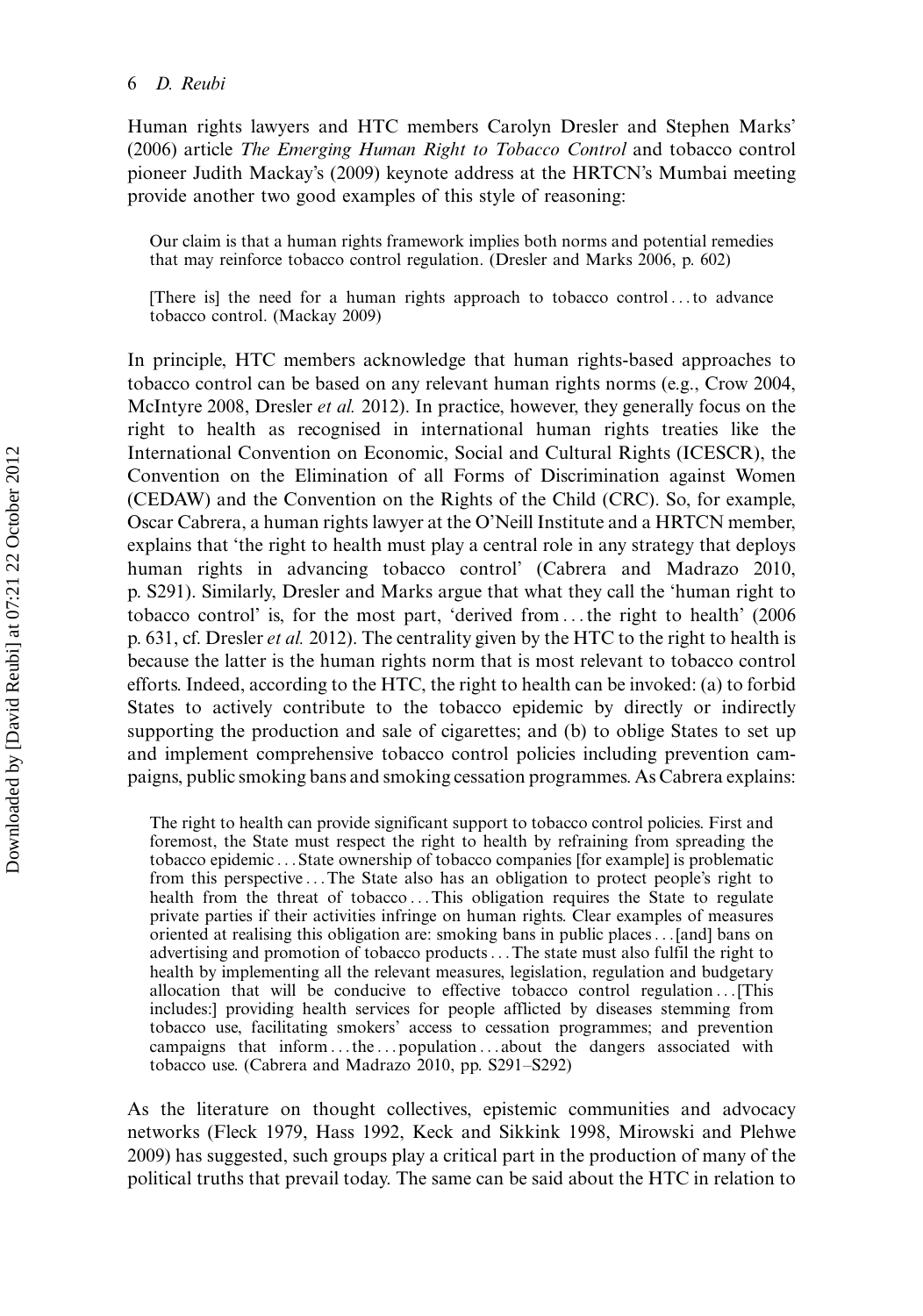Human rights lawyers and HTC members Carolyn Dresler and Stephen Marks' (2006) article *The Emerging Human Right to Tobacco Control* and tobacco control pioneer Judith Mackay's (2009) keynote address at the HRTCN's Mumbai meeting provide another two good examples of this style of reasoning:

> Our claim is that a human rights framework implies both norms and potential remedies that may reinforce tobacco control regulation. (Dresler and Marks 2006, p. 602)

> [There is] the need for a human rights approach to tobacco control . . . to advance tobacco control. (Mackay 2009)

In principle, HTC members acknowledge that human rights-based approaches to tobacco control can be based on any relevant human rights norms (e.g., Crow 2004, McIntyre 2008, Dresler *et al.* 2012). In practice, however, they generally focus on the right to health as recognised in international human rights treaties like the International Convention on Economic, Social and Cultural Rights (ICESCR), the Convention on the Elimination of all Forms of Discrimination against Women (CEDAW) and the Convention on the Rights of the Child (CRC). So, for example, Oscar Cabrera, a human rights lawyer at the O'Neill Institute and a HRTCN member, explains that 'the right to health must play a central role in any strategy that deploys human rights in advancing tobacco control' (Cabrera and Madrazo 2010, p. S291). Similarly, Dresler and Marks argue that what they call the 'human right to tobacco control' is, for the most part, 'derived from . . . the right to health' (2006 p. 631, cf. Dresler *et al.* 2012). The centrality given by the HTC to the right to health is because the latter is the human rights norm that is most relevant to tobacco control efforts. Indeed, according to the HTC, the right to health can be invoked: (a) to forbid States to actively contribute to the tobacco epidemic by directly or indirectly supporting the production and sale of cigarettes; and (b) to oblige States to set up and implement comprehensive tobacco control policies including prevention campaigns, public smoking bans and smoking cessation programmes. As Cabrera explains:

> The right to health can provide significant support to tobacco control policies. First and foremost, the State must respect the right to health by refraining from spreading the tobacco epidemic . . . State ownership of tobacco companies [for example] is problematic from this perspective . . . The State also has an obligation to protect people's right to health from the threat of tobacco . . . This obligation requires the State to regulate private parties if their activities infringe on human rights. Clear examples of measures oriented at realising this obligation are: smoking bans in public places . . . [and] bans on advertising and promotion of tobacco products . . . The state must also fulfil the right to health by implementing all the relevant measures, legislation, regulation and budgetary allocation that will be conducive to effective tobacco control regulation . . . [This includes:] providing health services for people afflicted by diseases stemming from tobacco use, facilitating smokers' access to cessation programmes; and prevention campaigns that inform . . . the . . . population . . . about the dangers associated with tobacco use. (Cabrera and Madrazo 2010, pp. S291–S292)

As the literature on thought collectives, epistemic communities and advocacy networks (Fleck 1979, Hass 1992, Keck and Sikkink 1998, Mirowski and Plehwe 2009) has suggested, such groups play a critical part in the production of many of the political truths that prevail today. The same can be said about the HTC in relation to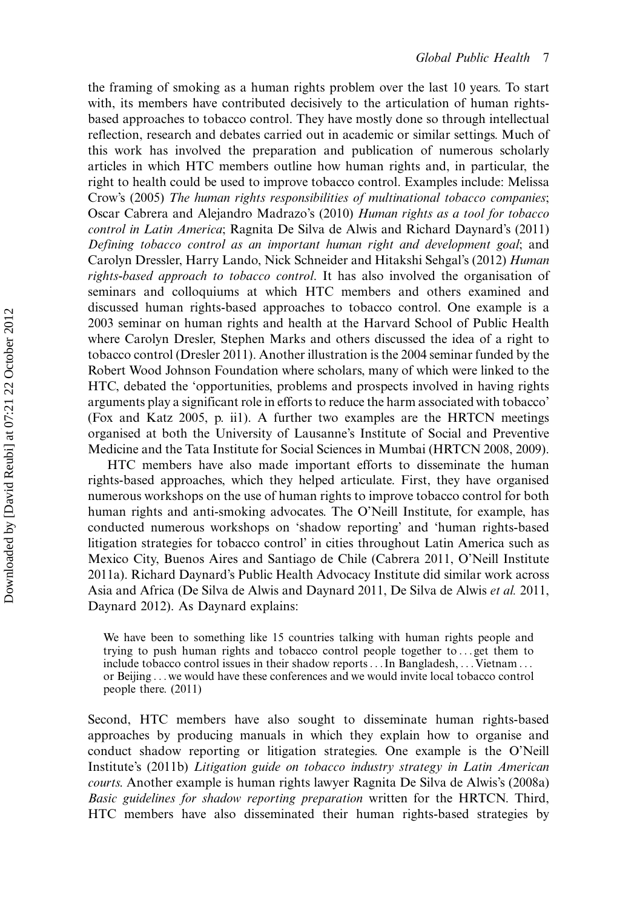the framing of smoking as a human rights problem over the last 10 years. To start with, its members have contributed decisively to the articulation of human rights-based approaches to tobacco control. They have mostly done so through intellectual reflection, research and debates carried out in academic or similar settings. Much of this work has involved the preparation and publication of numerous scholarly articles in which HTC members outline how human rights and, in particular, the right to health could be used to improve tobacco control. Examples include: Melissa Crow's (2005) *The human rights responsibilities of multinational tobacco companies*; Oscar Cabrera and Alejandro Madrazo's (2010) *Human rights as a tool for tobacco control in Latin America*; Ragnita De Silva de Alwis and Richard Daynard's (2011) *Defining tobacco control as an important human right and development goal*; and Carolyn Dressler, Harry Lando, Nick Schneider and Hitakshi Sehgal's (2012) *Human rights-based approach to tobacco control*. It has also involved the organisation of seminars and colloquiums at which HTC members and others examined and discussed human rights-based approaches to tobacco control. One example is a 2003 seminar on human rights and health at the Harvard School of Public Health where Carolyn Dresler, Stephen Marks and others discussed the idea of a right to tobacco control (Dresler 2011). Another illustration is the 2004 seminar funded by the Robert Wood Johnson Foundation where scholars, many of which were linked to the HTC, debated the 'opportunities, problems and prospects involved in having rights arguments play a significant role in efforts to reduce the harm associated with tobacco' (Fox and Katz 2005, p. ii1). A further two examples are the HRTCN meetings organised at both the University of Lausanne's Institute of Social and Preventive Medicine and the Tata Institute for Social Sciences in Mumbai (HRTCN 2008, 2009).

HTC members have also made important efforts to disseminate the human rights-based approaches, which they helped articulate. First, they have organised numerous workshops on the use of human rights to improve tobacco control for both human rights and anti-smoking advocates. The O'Neill Institute, for example, has conducted numerous workshops on 'shadow reporting' and 'human rights-based litigation strategies for tobacco control' in cities throughout Latin America such as Mexico City, Buenos Aires and Santiago de Chile (Cabrera 2011, O'Neill Institute 2011a). Richard Daynard's Public Health Advocacy Institute did similar work across Asia and Africa (De Silva de Alwis and Daynard 2011, De Silva de Alwis *et al.* 2011, Daynard 2012). As Daynard explains:

> We have been to something like 15 countries talking with human rights people and trying to push human rights and tobacco control people together to . . . get them to include tobacco control issues in their shadow reports . . . In Bangladesh, . . . Vietnam . . . or Beijing . . . we would have these conferences and we would invite local tobacco control people there. (2011)

Second, HTC members have also sought to disseminate human rights-based approaches by producing manuals in which they explain how to organise and conduct shadow reporting or litigation strategies. One example is the O'Neill Institute's (2011b) *Litigation guide on tobacco industry strategy in Latin American courts*. Another example is human rights lawyer Ragnita De Silva de Alwis's (2008a) *Basic guidelines for shadow reporting preparation* written for the HRTCN. Third, HTC members have also disseminated their human rights-based strategies by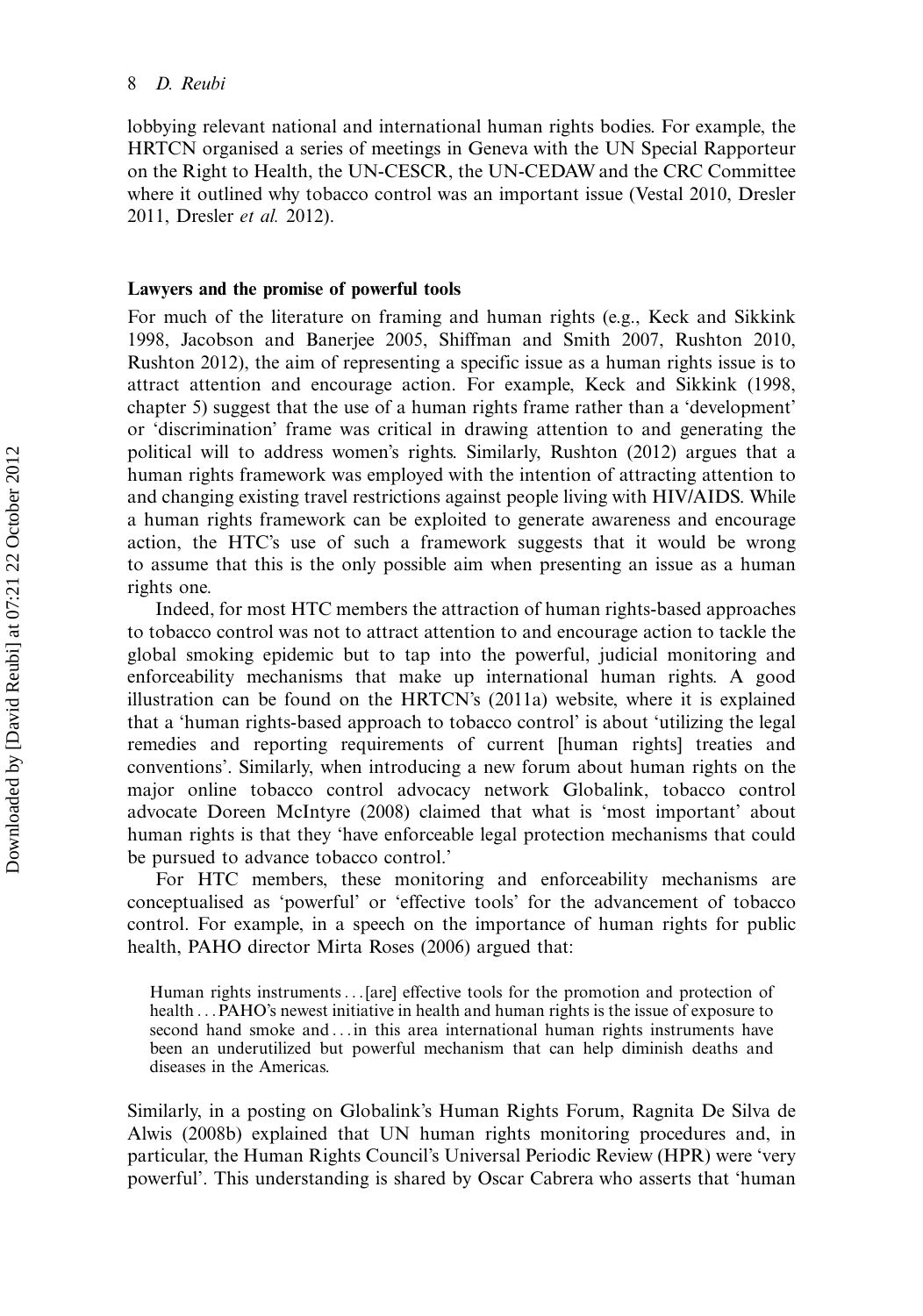lobbying relevant national and international human rights bodies. For example, the HRTCN organised a series of meetings in Geneva with the UN Special Rapporteur on the Right to Health, the UN-CESCR, the UN-CEDAW and the CRC Committee where it outlined why tobacco control was an important issue (Vestal 2010, Dresler 2011, Dresler *et al.* 2012).

## Lawyers and the promise of powerful tools

For much of the literature on framing and human rights (e.g., Keck and Sikkink 1998, Jacobson and Banerjee 2005, Shiffman and Smith 2007, Rushton 2010, Rushton 2012), the aim of representing a specific issue as a human rights issue is to attract attention and encourage action. For example, Keck and Sikkink (1998, chapter 5) suggest that the use of a human rights frame rather than a 'development' or 'discrimination' frame was critical in drawing attention to and generating the political will to address women's rights. Similarly, Rushton (2012) argues that a human rights framework was employed with the intention of attracting attention to and changing existing travel restrictions against people living with HIV/AIDS. While a human rights framework can be exploited to generate awareness and encourage action, the HTC's use of such a framework suggests that it would be wrong to assume that this is the only possible aim when presenting an issue as a human rights one.

Indeed, for most HTC members the attraction of human rights-based approaches to tobacco control was not to attract attention to and encourage action to tackle the global smoking epidemic but to tap into the powerful, judicial monitoring and enforceability mechanisms that make up international human rights. A good illustration can be found on the HRTCN's (2011a) website, where it is explained that a 'human rights-based approach to tobacco control' is about 'utilizing the legal remedies and reporting requirements of current [human rights] treaties and conventions'. Similarly, when introducing a new forum about human rights on the major online tobacco control advocacy network Globalink, tobacco control advocate Doreen McIntyre (2008) claimed that what is 'most important' about human rights is that they 'have enforceable legal protection mechanisms that could be pursued to advance tobacco control.'

For HTC members, these monitoring and enforceability mechanisms are conceptualised as 'powerful' or 'effective tools' for the advancement of tobacco control. For example, in a speech on the importance of human rights for public health, PAHO director Mirta Roses (2006) argued that:

> Human rights instruments . . . [are] effective tools for the promotion and protection of health . . . PAHO's newest initiative in health and human rights is the issue of exposure to second hand smoke and . . . in this area international human rights instruments have been an underutilized but powerful mechanism that can help diminish deaths and diseases in the Americas.

Similarly, in a posting on Globalink's Human Rights Forum, Ragnita De Silva de Alwis (2008b) explained that UN human rights monitoring procedures and, in particular, the Human Rights Council's Universal Periodic Review (HPR) were 'very powerful'. This understanding is shared by Oscar Cabrera who asserts that 'human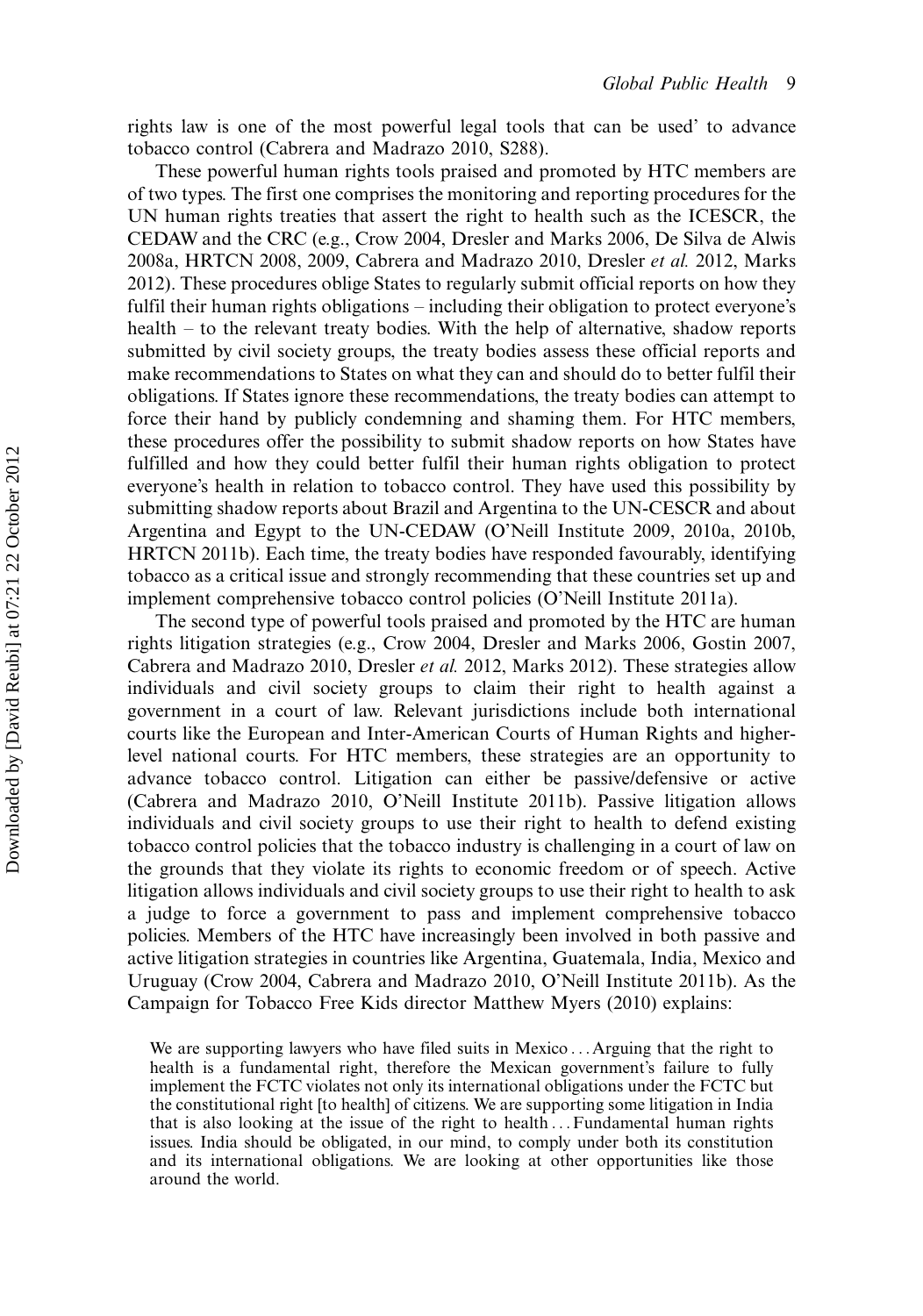rights law is one of the most powerful legal tools that can be used' to advance tobacco control (Cabrera and Madrazo 2010, S288).

These powerful human rights tools praised and promoted by HTC members are of two types. The first one comprises the monitoring and reporting procedures for the UN human rights treaties that assert the right to health such as the ICESCR, the CEDAW and the CRC (e.g., Crow 2004, Dresler and Marks 2006, De Silva de Alwis 2008a, HRTCN 2008, 2009, Cabrera and Madrazo 2010, Dresler *et al.* 2012, Marks 2012). These procedures oblige States to regularly submit official reports on how they fulfil their human rights obligations – including their obligation to protect everyone's health – to the relevant treaty bodies. With the help of alternative, shadow reports submitted by civil society groups, the treaty bodies assess these official reports and make recommendations to States on what they can and should do to better fulfil their obligations. If States ignore these recommendations, the treaty bodies can attempt to force their hand by publicly condemning and shaming them. For HTC members, these procedures offer the possibility to submit shadow reports on how States have fulfilled and how they could better fulfil their human rights obligation to protect everyone's health in relation to tobacco control. They have used this possibility by submitting shadow reports about Brazil and Argentina to the UN-CESCR and about Argentina and Egypt to the UN-CEDAW (O'Neill Institute 2009, 2010a, 2010b, HRTCN 2011b). Each time, the treaty bodies have responded favourably, identifying tobacco as a critical issue and strongly recommending that these countries set up and implement comprehensive tobacco control policies (O'Neill Institute 2011a).

The second type of powerful tools praised and promoted by the HTC are human rights litigation strategies (e.g., Crow 2004, Dresler and Marks 2006, Gostin 2007, Cabrera and Madrazo 2010, Dresler *et al.* 2012, Marks 2012). These strategies allow individuals and civil society groups to claim their right to health against a government in a court of law. Relevant jurisdictions include both international courts like the European and Inter-American Courts of Human Rights and higher-level national courts. For HTC members, these strategies are an opportunity to advance tobacco control. Litigation can either be passive/defensive or active (Cabrera and Madrazo 2010, O'Neill Institute 2011b). Passive litigation allows individuals and civil society groups to use their right to health to defend existing tobacco control policies that the tobacco industry is challenging in a court of law on the grounds that they violate its rights to economic freedom or of speech. Active litigation allows individuals and civil society groups to use their right to health to ask a judge to force a government to pass and implement comprehensive tobacco policies. Members of the HTC have increasingly been involved in both passive and active litigation strategies in countries like Argentina, Guatemala, India, Mexico and Uruguay (Crow 2004, Cabrera and Madrazo 2010, O'Neill Institute 2011b). As the Campaign for Tobacco Free Kids director Matthew Myers (2010) explains:

> We are supporting lawyers who have filed suits in Mexico . . . Arguing that the right to health is a fundamental right, therefore the Mexican government's failure to fully implement the FCTC violates not only its international obligations under the FCTC but the constitutional right [to health] of citizens. We are supporting some litigation in India that is also looking at the issue of the right to health . . . Fundamental human rights issues. India should be obligated, in our mind, to comply under both its constitution and its international obligations. We are looking at other opportunities like those around the world.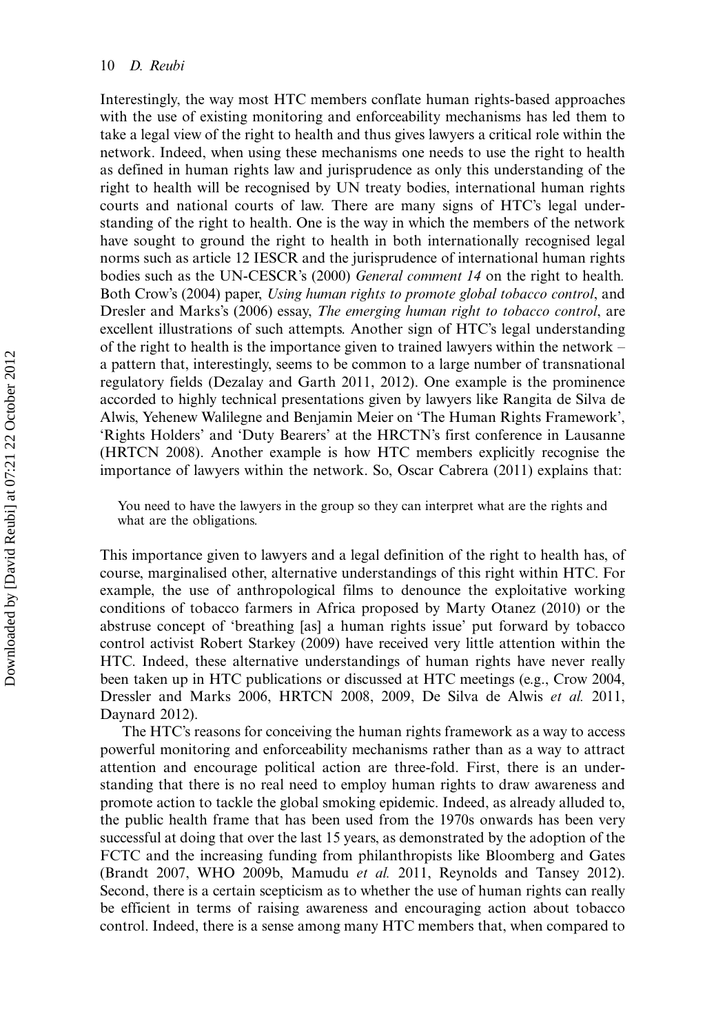Interestingly, the way most HTC members conflate human rights-based approaches with the use of existing monitoring and enforceability mechanisms has led them to take a legal view of the right to health and thus gives lawyers a critical role within the network. Indeed, when using these mechanisms one needs to use the right to health as defined in human rights law and jurisprudence as only this understanding of the right to health will be recognised by UN treaty bodies, international human rights courts and national courts of law. There are many signs of HTC's legal understanding of the right to health. One is the way in which the members of the network have sought to ground the right to health in both internationally recognised legal norms such as article 12 IESCR and the jurisprudence of international human rights bodies such as the UN-CESCR's (2000) *General comment 14* on the right to health. Both Crow's (2004) paper, *Using human rights to promote global tobacco control*, and Dresler and Marks's (2006) essay, *The emerging human right to tobacco control*, are excellent illustrations of such attempts. Another sign of HTC's legal understanding of the right to health is the importance given to trained lawyers within the network – a pattern that, interestingly, seems to be common to a large number of transnational regulatory fields (Dezalay and Garth 2011, 2012). One example is the prominence accorded to highly technical presentations given by lawyers like Rangita de Silva de Alwis, Yehenew Walilegne and Benjamin Meier on 'The Human Rights Framework', 'Rights Holders' and 'Duty Bearers' at the HRCTN's first conference in Lausanne (HRTCN 2008). Another example is how HTC members explicitly recognise the importance of lawyers within the network. So, Oscar Cabrera (2011) explains that:

> You need to have the lawyers in the group so they can interpret what are the rights and what are the obligations.

This importance given to lawyers and a legal definition of the right to health has, of course, marginalised other, alternative understandings of this right within HTC. For example, the use of anthropological films to denounce the exploitative working conditions of tobacco farmers in Africa proposed by Marty Otanez (2010) or the abstruse concept of 'breathing [as] a human rights issue' put forward by tobacco control activist Robert Starkey (2009) have received very little attention within the HTC. Indeed, these alternative understandings of human rights have never really been taken up in HTC publications or discussed at HTC meetings (e.g., Crow 2004, Dressler and Marks 2006, HRTCN 2008, 2009, De Silva de Alwis *et al.* 2011, Daynard 2012).

The HTC's reasons for conceiving the human rights framework as a way to access powerful monitoring and enforceability mechanisms rather than as a way to attract attention and encourage political action are three-fold. First, there is an understanding that there is no real need to employ human rights to draw awareness and promote action to tackle the global smoking epidemic. Indeed, as already alluded to, the public health frame that has been used from the 1970s onwards has been very successful at doing that over the last 15 years, as demonstrated by the adoption of the FCTC and the increasing funding from philanthropists like Bloomberg and Gates (Brandt 2007, WHO 2009b, Mamudu *et al.* 2011, Reynolds and Tansey 2012). Second, there is a certain scepticism as to whether the use of human rights can really be efficient in terms of raising awareness and encouraging action about tobacco control. Indeed, there is a sense among many HTC members that, when compared to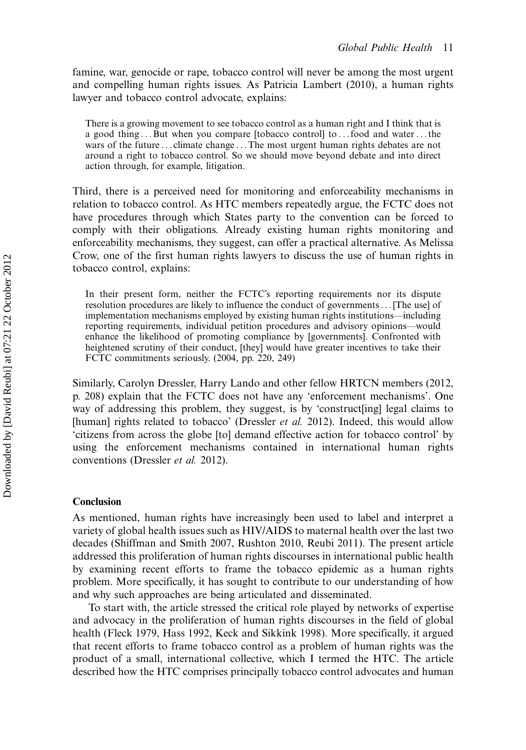famine, war, genocide or rape, tobacco control will never be among the most urgent and compelling human rights issues. As Patricia Lambert (2010), a human rights lawyer and tobacco control advocate, explains:

> There is a growing movement to see tobacco control as a human right and I think that is a good thing . . . But when you compare [tobacco control] to . . . food and water . . . the wars of the future . . . climate change . . . The most urgent human rights debates are not around a right to tobacco control. So we should move beyond debate and into direct action through, for example, litigation.

Third, there is a perceived need for monitoring and enforceability mechanisms in relation to tobacco control. As HTC members repeatedly argue, the FCTC does not have procedures through which States party to the convention can be forced to comply with their obligations. Already existing human rights monitoring and enforceability mechanisms, they suggest, can offer a practical alternative. As Melissa Crow, one of the first human rights lawyers to discuss the use of human rights in tobacco control, explains:

> In their present form, neither the FCTC's reporting requirements nor its dispute resolution procedures are likely to influence the conduct of governments . . . [The use] of implementation mechanisms employed by existing human rights institutions—including reporting requirements, individual petition procedures and advisory opinions—would enhance the likelihood of promoting compliance by [governments]. Confronted with heightened scrutiny of their conduct, [they] would have greater incentives to take their FCTC commitments seriously. (2004, pp. 220, 249)

Similarly, Carolyn Dressler, Harry Lando and other fellow HRTCN members (2012, p. 208) explain that the FCTC does not have any 'enforcement mechanisms'. One way of addressing this problem, they suggest, is by 'construct[ing] legal claims to [human] rights related to tobacco' (Dressler *et al.* 2012). Indeed, this would allow 'citizens from across the globe [to] demand effective action for tobacco control' by using the enforcement mechanisms contained in international human rights conventions (Dressler *et al.* 2012).

## Conclusion

As mentioned, human rights have increasingly been used to label and interpret a variety of global health issues such as HIV/AIDS to maternal health over the last two decades (Shiffman and Smith 2007, Rushton 2010, Reubi 2011). The present article addressed this proliferation of human rights discourses in international public health by examining recent efforts to frame the tobacco epidemic as a human rights problem. More specifically, it has sought to contribute to our understanding of how and why such approaches are being articulated and disseminated.

To start with, the article stressed the critical role played by networks of expertise and advocacy in the proliferation of human rights discourses in the field of global health (Fleck 1979, Hass 1992, Keck and Sikkink 1998). More specifically, it argued that recent efforts to frame tobacco control as a problem of human rights was the product of a small, international collective, which I termed the HTC. The article described how the HTC comprises principally tobacco control advocates and human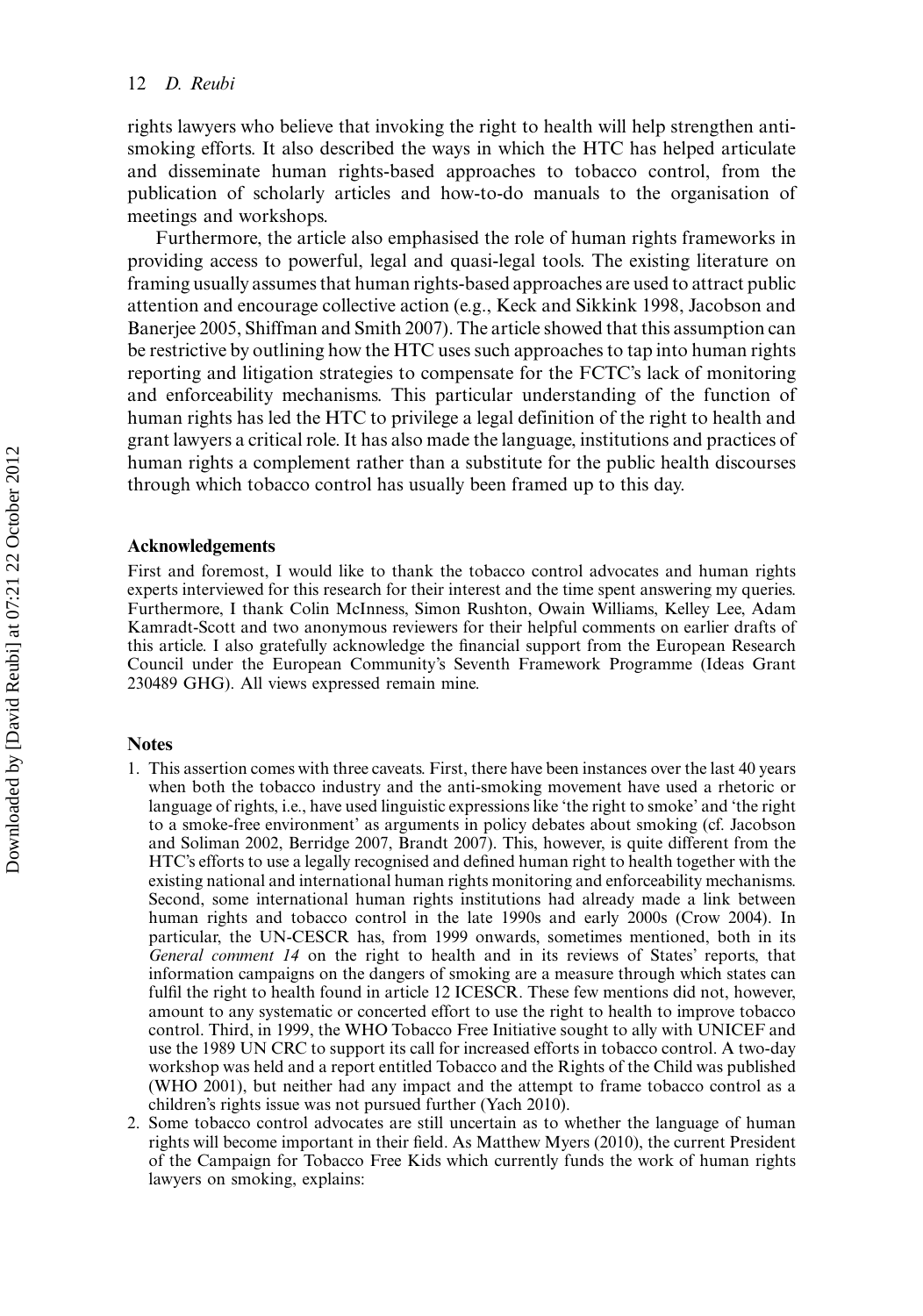rights lawyers who believe that invoking the right to health will help strengthen anti-smoking efforts. It also described the ways in which the HTC has helped articulate and disseminate human rights-based approaches to tobacco control, from the publication of scholarly articles and how-to-do manuals to the organisation of meetings and workshops.

Furthermore, the article also emphasised the role of human rights frameworks in providing access to powerful, legal and quasi-legal tools. The existing literature on framing usually assumes that human rights-based approaches are used to attract public attention and encourage collective action (e.g., Keck and Sikkink 1998, Jacobson and Banerjee 2005, Shiffman and Smith 2007). The article showed that this assumption can be restrictive by outlining how the HTC uses such approaches to tap into human rights reporting and litigation strategies to compensate for the FCTC's lack of monitoring and enforceability mechanisms. This particular understanding of the function of human rights has led the HTC to privilege a legal definition of the right to health and grant lawyers a critical role. It has also made the language, institutions and practices of human rights a complement rather than a substitute for the public health discourses through which tobacco control has usually been framed up to this day.

## Acknowledgements

First and foremost, I would like to thank the tobacco control advocates and human rights experts interviewed for this research for their interest and the time spent answering my queries. Furthermore, I thank Colin McInness, Simon Rushton, Owain Williams, Kelley Lee, Adam Kamradt-Scott and two anonymous reviewers for their helpful comments on earlier drafts of this article. I also gratefully acknowledge the financial support from the European Research Council under the European Community's Seventh Framework Programme (Ideas Grant 230489 GHG). All views expressed remain mine.

## Notes

1. This assertion comes with three caveats. First, there have been instances over the last 40 years when both the tobacco industry and the anti-smoking movement have used a rhetoric or language of rights, i.e., have used linguistic expressions like 'the right to smoke' and 'the right to a smoke-free environment' as arguments in policy debates about smoking (cf. Jacobson and Soliman 2002, Berridge 2007, Brandt 2007). This, however, is quite different from the HTC's efforts to use a legally recognised and defined human right to health together with the existing national and international human rights monitoring and enforceability mechanisms. Second, some international human rights institutions had already made a link between human rights and tobacco control in the late 1990s and early 2000s (Crow 2004). In particular, the UN-CESCR has, from 1999 onwards, sometimes mentioned, both in its *General comment 14* on the right to health and in its reviews of States' reports, that information campaigns on the dangers of smoking are a measure through which states can fulfil the right to health found in article 12 ICESCR. These few mentions did not, however, amount to any systematic or concerted effort to use the right to health to improve tobacco control. Third, in 1999, the WHO Tobacco Free Initiative sought to ally with UNICEF and use the 1989 UN CRC to support its call for increased efforts in tobacco control. A two-day workshop was held and a report entitled Tobacco and the Rights of the Child was published (WHO 2001), but neither had any impact and the attempt to frame tobacco control as a children's rights issue was not pursued further (Yach 2010).
2. Some tobacco control advocates are still uncertain as to whether the language of human rights will become important in their field. As Matthew Myers (2010), the current President of the Campaign for Tobacco Free Kids which currently funds the work of human rights lawyers on smoking, explains: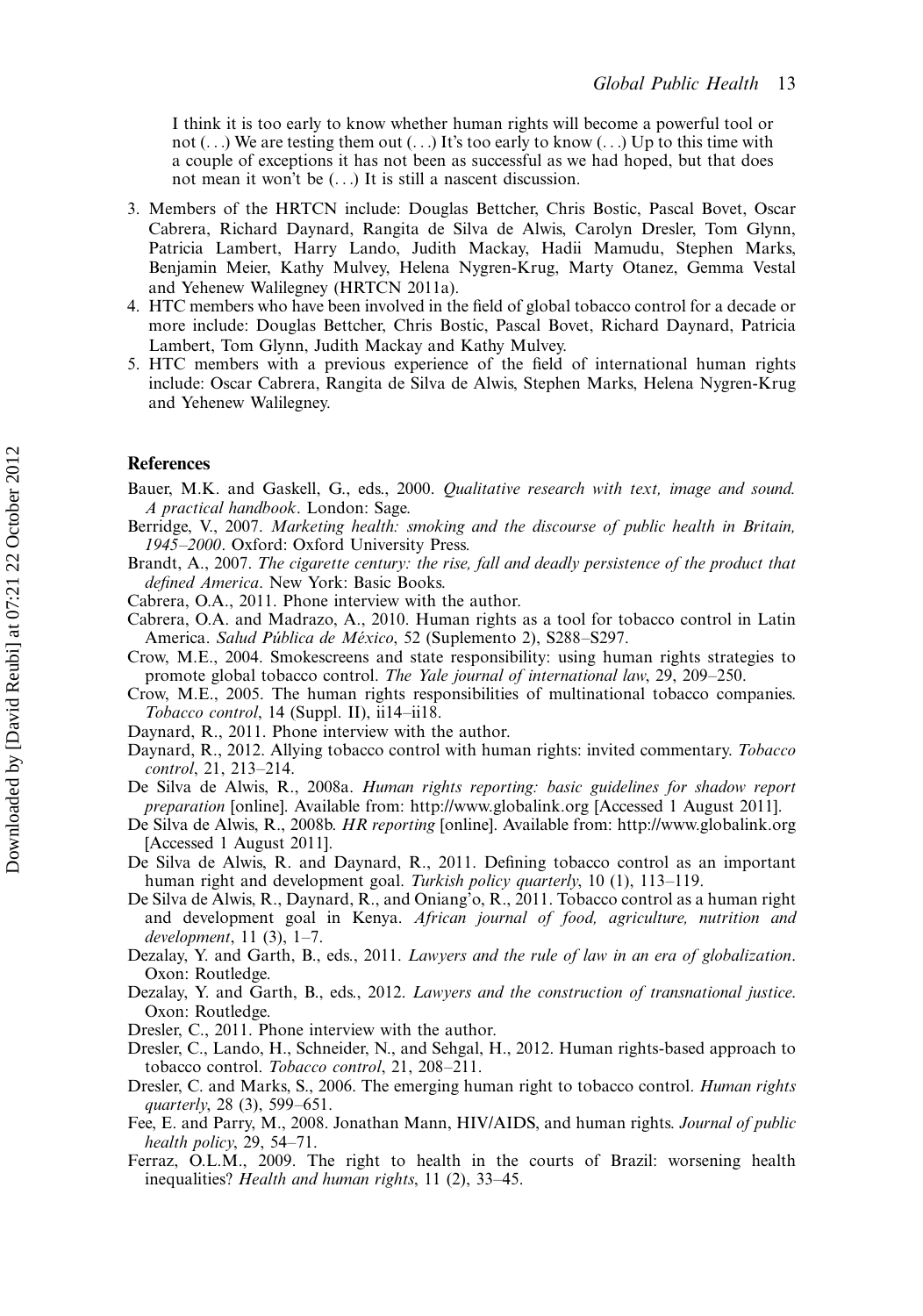> I think it is too early to know whether human rights will become a powerful tool or not (. . .) We are testing them out (. . .) It's too early to know (. . .) Up to this time with a couple of exceptions it has not been as successful as we had hoped, but that does not mean it won't be (. . .) It is still a nascent discussion.

3. Members of the HRTCN include: Douglas Bettcher, Chris Bostic, Pascal Bovet, Oscar Cabrera, Richard Daynard, Rangita de Silva de Alwis, Carolyn Dresler, Tom Glynn, Patricia Lambert, Harry Lando, Judith Mackay, Hadii Mamudu, Stephen Marks, Benjamin Meier, Kathy Mulvey, Helena Nygren-Krug, Marty Otanez, Gemma Vestal and Yehenew Walilegney (HRTCN 2011a).
4. HTC members who have been involved in the field of global tobacco control for a decade or more include: Douglas Bettcher, Chris Bostic, Pascal Bovet, Richard Daynard, Patricia Lambert, Tom Glynn, Judith Mackay and Kathy Mulvey.
5. HTC members with a previous experience of the field of international human rights include: Oscar Cabrera, Rangita de Silva de Alwis, Stephen Marks, Helena Nygren-Krug and Yehenew Walilegney.

## References

Bauer, M.K. and Gaskell, G., eds., 2000. *Qualitative research with text, image and sound. A practical handbook*. London: Sage.

Berridge, V., 2007. *Marketing health: smoking and the discourse of public health in Britain, 1945–2000*. Oxford: Oxford University Press.

Brandt, A., 2007. *The cigarette century: the rise, fall and deadly persistence of the product that defined America*. New York: Basic Books.

Cabrera, O.A., 2011. Phone interview with the author.

Cabrera, O.A. and Madrazo, A., 2010. Human rights as a tool for tobacco control in Latin America. *Salud Pública de México*, 52 (Suplemento 2), S288–S297.

Crow, M.E., 2004. Smokescreens and state responsibility: using human rights strategies to promote global tobacco control. *The Yale journal of international law*, 29, 209–250.

Crow, M.E., 2005. The human rights responsibilities of multinational tobacco companies. *Tobacco control*, 14 (Suppl. II), ii14–ii18.

Daynard, R., 2011. Phone interview with the author.

Daynard, R., 2012. Allying tobacco control with human rights: invited commentary. *Tobacco control*, 21, 213–214.

De Silva de Alwis, R., 2008a. *Human rights reporting: basic guidelines for shadow report preparation* [online]. Available from: http://www.globalink.org [Accessed 1 August 2011].

De Silva de Alwis, R., 2008b. *HR reporting* [online]. Available from: http://www.globalink.org [Accessed 1 August 2011].

De Silva de Alwis, R. and Daynard, R., 2011. Defining tobacco control as an important human right and development goal. *Turkish policy quarterly*, 10 (1), 113–119.

De Silva de Alwis, R., Daynard, R., and Oniang'o, R., 2011. Tobacco control as a human right and development goal in Kenya. *African journal of food, agriculture, nutrition and development*, 11 (3), 1–7.

Dezalay, Y. and Garth, B., eds., 2011. *Lawyers and the rule of law in an era of globalization*. Oxon: Routledge.

Dezalay, Y. and Garth, B., eds., 2012. *Lawyers and the construction of transnational justice*. Oxon: Routledge.

Dresler, C., 2011. Phone interview with the author.

Dresler, C., Lando, H., Schneider, N., and Sehgal, H., 2012. Human rights-based approach to tobacco control. *Tobacco control*, 21, 208–211.

Dresler, C. and Marks, S., 2006. The emerging human right to tobacco control. *Human rights quarterly*, 28 (3), 599–651.

Fee, E. and Parry, M., 2008. Jonathan Mann, HIV/AIDS, and human rights. *Journal of public health policy*, 29, 54–71.

Ferraz, O.L.M., 2009. The right to health in the courts of Brazil: worsening health inequalities? *Health and human rights*, 11 (2), 33–45.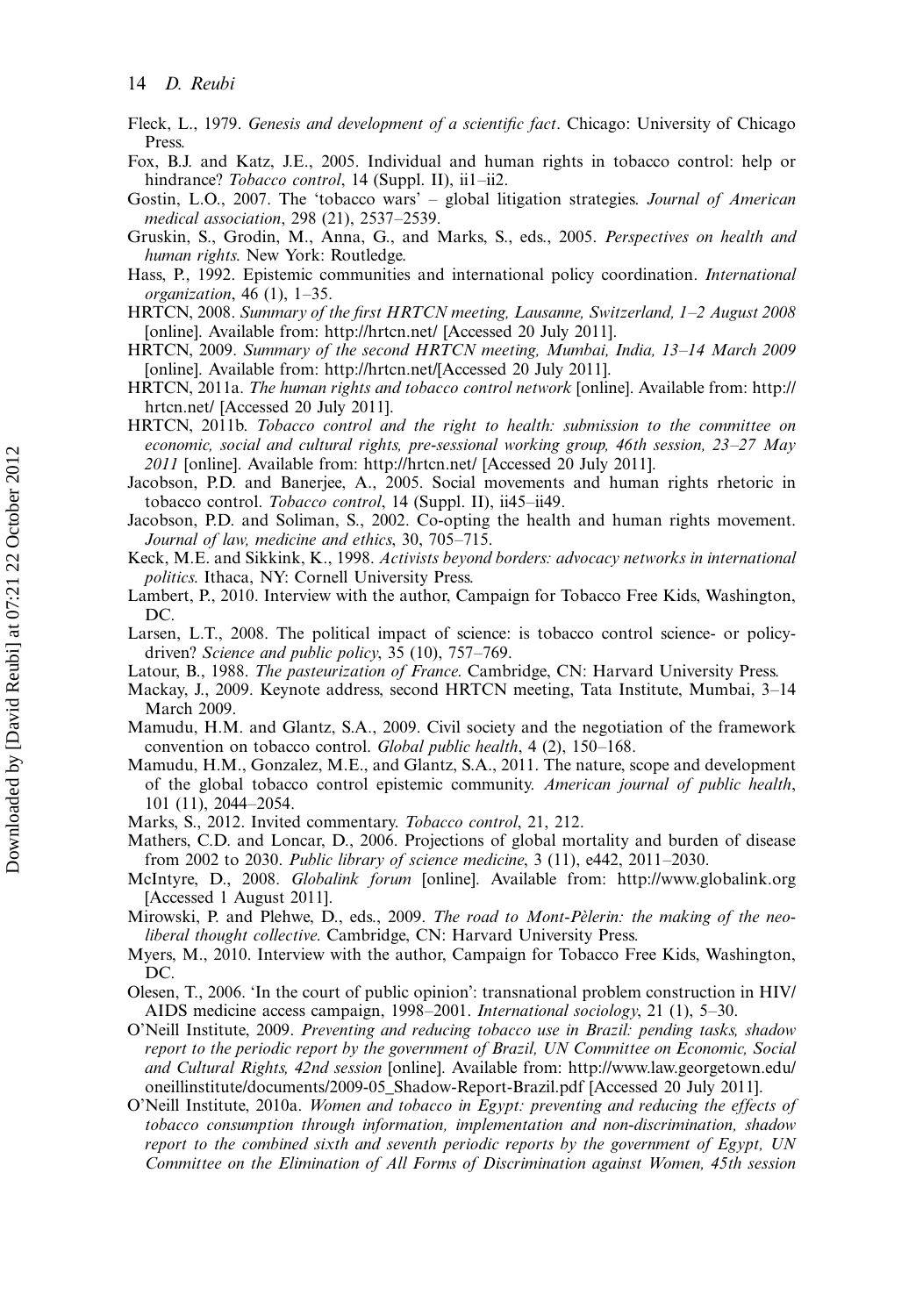Fleck, L., 1979. *Genesis and development of a scientific fact*. Chicago: University of Chicago Press.

Fox, B.J. and Katz, J.E., 2005. Individual and human rights in tobacco control: help or hindrance? *Tobacco control*, 14 (Suppl. II), ii1–ii2.

Gostin, L.O., 2007. The 'tobacco wars' – global litigation strategies. *Journal of American medical association*, 298 (21), 2537–2539.

Gruskin, S., Grodin, M., Anna, G., and Marks, S., eds., 2005. *Perspectives on health and human rights*. New York: Routledge.

Hass, P., 1992. Epistemic communities and international policy coordination. *International organization*, 46 (1), 1–35.

HRTCN, 2008. *Summary of the first HRTCN meeting, Lausanne, Switzerland, 1–2 August 2008* [online]. Available from: http://hrtcn.net/ [Accessed 20 July 2011].

HRTCN, 2009. *Summary of the second HRTCN meeting, Mumbai, India, 13–14 March 2009* [online]. Available from: http://hrtcn.net/[Accessed 20 July 2011].

HRTCN, 2011a. *The human rights and tobacco control network* [online]. Available from: http://hrtcn.net/ [Accessed 20 July 2011].

HRTCN, 2011b. *Tobacco control and the right to health: submission to the committee on economic, social and cultural rights, pre-sessional working group, 46th session, 23–27 May 2011* [online]. Available from: http://hrtcn.net/ [Accessed 20 July 2011].

Jacobson, P.D. and Banerjee, A., 2005. Social movements and human rights rhetoric in tobacco control. *Tobacco control*, 14 (Suppl. II), ii45–ii49.

Jacobson, P.D. and Soliman, S., 2002. Co-opting the health and human rights movement. *Journal of law, medicine and ethics*, 30, 705–715.

Keck, M.E. and Sikkink, K., 1998. *Activists beyond borders: advocacy networks in international politics*. Ithaca, NY: Cornell University Press.

Lambert, P., 2010. Interview with the author, Campaign for Tobacco Free Kids, Washington, DC.

Larsen, L.T., 2008. The political impact of science: is tobacco control science- or policy-driven? *Science and public policy*, 35 (10), 757–769.

Latour, B., 1988. *The pasteurization of France*. Cambridge, CN: Harvard University Press.

Mackay, J., 2009. Keynote address, second HRTCN meeting, Tata Institute, Mumbai, 3–14 March 2009.

Mamudu, H.M. and Glantz, S.A., 2009. Civil society and the negotiation of the framework convention on tobacco control. *Global public health*, 4 (2), 150–168.

Mamudu, H.M., Gonzalez, M.E., and Glantz, S.A., 2011. The nature, scope and development of the global tobacco control epistemic community. *American journal of public health*, 101 (11), 2044–2054.

Marks, S., 2012. Invited commentary. *Tobacco control*, 21, 212.

Mathers, C.D. and Loncar, D., 2006. Projections of global mortality and burden of disease from 2002 to 2030. *Public library of science medicine*, 3 (11), e442, 2011–2030.

McIntyre, D., 2008. *Globalink forum* [online]. Available from: http://www.globalink.org [Accessed 1 August 2011].

Mirowski, P. and Plehwe, D., eds., 2009. *The road to Mont-Pèlerin: the making of the neo-liberal thought collective*. Cambridge, CN: Harvard University Press.

Myers, M., 2010. Interview with the author, Campaign for Tobacco Free Kids, Washington, DC.

Olesen, T., 2006. 'In the court of public opinion': transnational problem construction in HIV/AIDS medicine access campaign, 1998–2001. *International sociology*, 21 (1), 5–30.

O'Neill Institute, 2009. *Preventing and reducing tobacco use in Brazil: pending tasks, shadow report to the periodic report by the government of Brazil, UN Committee on Economic, Social and Cultural Rights, 42nd session* [online]. Available from: http://www.law.georgetown.edu/oneillinstitute/documents/2009-05_Shadow-Report-Brazil.pdf [Accessed 20 July 2011].

O'Neill Institute, 2010a. *Women and tobacco in Egypt: preventing and reducing the effects of tobacco consumption through information, implementation and non-discrimination, shadow report to the combined sixth and seventh periodic reports by the government of Egypt, UN Committee on the Elimination of All Forms of Discrimination against Women, 45th session*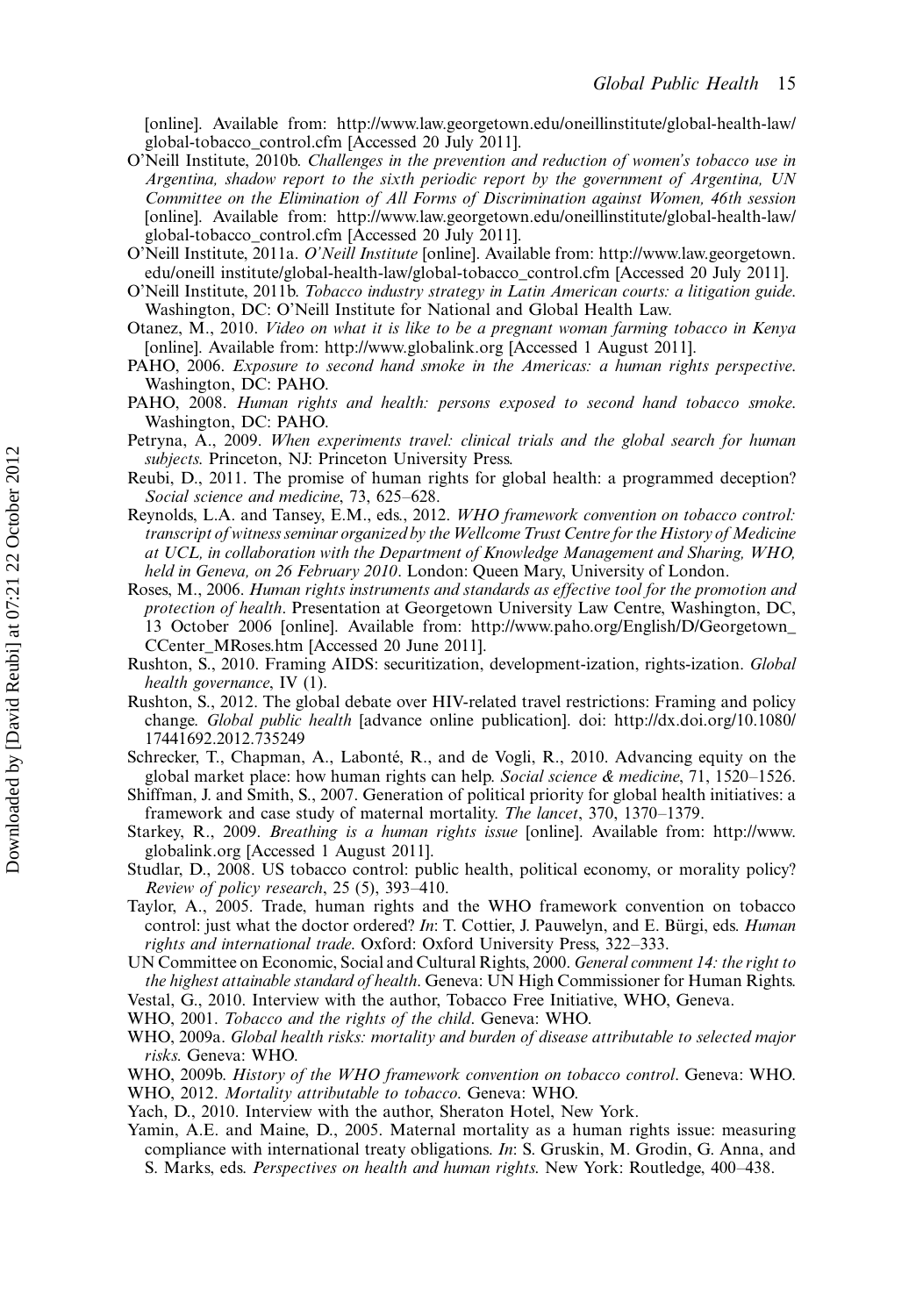[online]. Available from: http://www.law.georgetown.edu/oneillinstitute/global-health-law/global-tobacco_control.cfm [Accessed 20 July 2011].

O'Neill Institute, 2010b. *Challenges in the prevention and reduction of women's tobacco use in Argentina, shadow report to the sixth periodic report by the government of Argentina, UN Committee on the Elimination of All Forms of Discrimination against Women, 46th session* [online]. Available from: http://www.law.georgetown.edu/oneillinstitute/global-health-law/global-tobacco_control.cfm [Accessed 20 July 2011].

O'Neill Institute, 2011a. *O'Neill Institute* [online]. Available from: http://www.law.georgetown.edu/oneill institute/global-health-law/global-tobacco_control.cfm [Accessed 20 July 2011].

O'Neill Institute, 2011b. *Tobacco industry strategy in Latin American courts: a litigation guide*. Washington, DC: O'Neill Institute for National and Global Health Law.

Otanez, M., 2010. *Video on what it is like to be a pregnant woman farming tobacco in Kenya* [online]. Available from: http://www.globalink.org [Accessed 1 August 2011].

PAHO, 2006. *Exposure to second hand smoke in the Americas: a human rights perspective*. Washington, DC: PAHO.

PAHO, 2008. *Human rights and health: persons exposed to second hand tobacco smoke*. Washington, DC: PAHO.

Petryna, A., 2009. *When experiments travel: clinical trials and the global search for human subjects*. Princeton, NJ: Princeton University Press.

Reubi, D., 2011. The promise of human rights for global health: a programmed deception? *Social science and medicine*, 73, 625–628.

Reynolds, L.A. and Tansey, E.M., eds., 2012. *WHO framework convention on tobacco control: transcript of witness seminar organized by the Wellcome Trust Centre for the History of Medicine at UCL, in collaboration with the Department of Knowledge Management and Sharing, WHO, held in Geneva, on 26 February 2010*. London: Queen Mary, University of London.

Roses, M., 2006. *Human rights instruments and standards as effective tool for the promotion and protection of health*. Presentation at Georgetown University Law Centre, Washington, DC, 13 October 2006 [online]. Available from: http://www.paho.org/English/D/Georgetown_CCenter_MRoses.htm [Accessed 20 June 2011].

Rushton, S., 2010. Framing AIDS: securitization, development-ization, rights-ization. *Global health governance*, IV (1).

Rushton, S., 2012. The global debate over HIV-related travel restrictions: Framing and policy change. *Global public health* [advance online publication]. doi: http://dx.doi.org/10.1080/17441692.2012.735249

Schrecker, T., Chapman, A., Labonté, R., and de Vogli, R., 2010. Advancing equity on the global market place: how human rights can help. *Social science & medicine*, 71, 1520–1526.

Shiffman, J. and Smith, S., 2007. Generation of political priority for global health initiatives: a framework and case study of maternal mortality. *The lancet*, 370, 1370–1379.

Starkey, R., 2009. *Breathing is a human rights issue* [online]. Available from: http://www.globalink.org [Accessed 1 August 2011].

Studlar, D., 2008. US tobacco control: public health, political economy, or morality policy? *Review of policy research*, 25 (5), 393–410.

Taylor, A., 2005. Trade, human rights and the WHO framework convention on tobacco control: just what the doctor ordered? *In*: T. Cottier, J. Pauwelyn, and E. Bürgi, eds. *Human rights and international trade*. Oxford: Oxford University Press, 322–333.

UN Committee on Economic, Social and Cultural Rights, 2000. *General comment 14: the right to the highest attainable standard of health*. Geneva: UN High Commissioner for Human Rights.

Vestal, G., 2010. Interview with the author, Tobacco Free Initiative, WHO, Geneva.

WHO, 2001. *Tobacco and the rights of the child*. Geneva: WHO.

WHO, 2009a. *Global health risks: mortality and burden of disease attributable to selected major risks*. Geneva: WHO.

WHO, 2009b. *History of the WHO framework convention on tobacco control*. Geneva: WHO.

WHO, 2012. *Mortality attributable to tobacco*. Geneva: WHO.

Yach, D., 2010. Interview with the author, Sheraton Hotel, New York.

Yamin, A.E. and Maine, D., 2005. Maternal mortality as a human rights issue: measuring compliance with international treaty obligations. *In*: S. Gruskin, M. Grodin, G. Anna, and S. Marks, eds. *Perspectives on health and human rights*. New York: Routledge, 400–438.